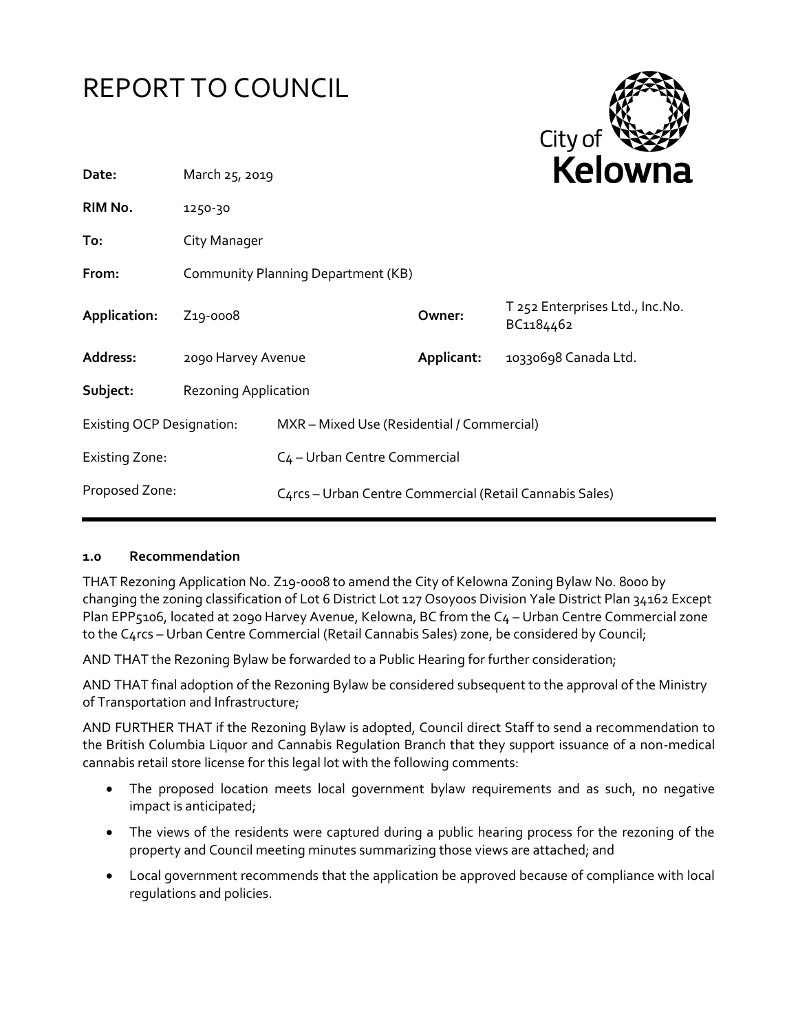# REPORT TO COUNCIL

| | | | |
|---|---|---|---|
| **Date:** | March 25, 2019 | | |
| **RIM No.** | 1250-30 | | |
| **To:** | City Manager | | |
| **From:** | Community Planning Department (KB) | | |
| **Application:** | Z19-0008 | **Owner:** | T 252 Enterprises Ltd., Inc.No. BC1184462 |
| **Address:** | 2090 Harvey Avenue | **Applicant:** | 10330698 Canada Ltd. |
| **Subject:** | Rezoning Application | | |
| Existing OCP Designation: | MXR – Mixed Use (Residential / Commercial) | | |
| Existing Zone: | C4 – Urban Centre Commercial | | |
| Proposed Zone: | C4rcs – Urban Centre Commercial (Retail Cannabis Sales) | | |

## 1.0 Recommendation

THAT Rezoning Application No. Z19-0008 to amend the City of Kelowna Zoning Bylaw No. 8000 by changing the zoning classification of Lot 6 District Lot 127 Osoyoos Division Yale District Plan 34162 Except Plan EPP5106, located at 2090 Harvey Avenue, Kelowna, BC from the C4 – Urban Centre Commercial zone to the C4rcs – Urban Centre Commercial (Retail Cannabis Sales) zone, be considered by Council;

AND THAT the Rezoning Bylaw be forwarded to a Public Hearing for further consideration;

AND THAT final adoption of the Rezoning Bylaw be considered subsequent to the approval of the Ministry of Transportation and Infrastructure;

AND FURTHER THAT if the Rezoning Bylaw is adopted, Council direct Staff to send a recommendation to the British Columbia Liquor and Cannabis Regulation Branch that they support issuance of a non-medical cannabis retail store license for this legal lot with the following comments:

- The proposed location meets local government bylaw requirements and as such, no negative impact is anticipated;
- The views of the residents were captured during a public hearing process for the rezoning of the property and Council meeting minutes summarizing those views are attached; and
- Local government recommends that the application be approved because of compliance with local regulations and policies.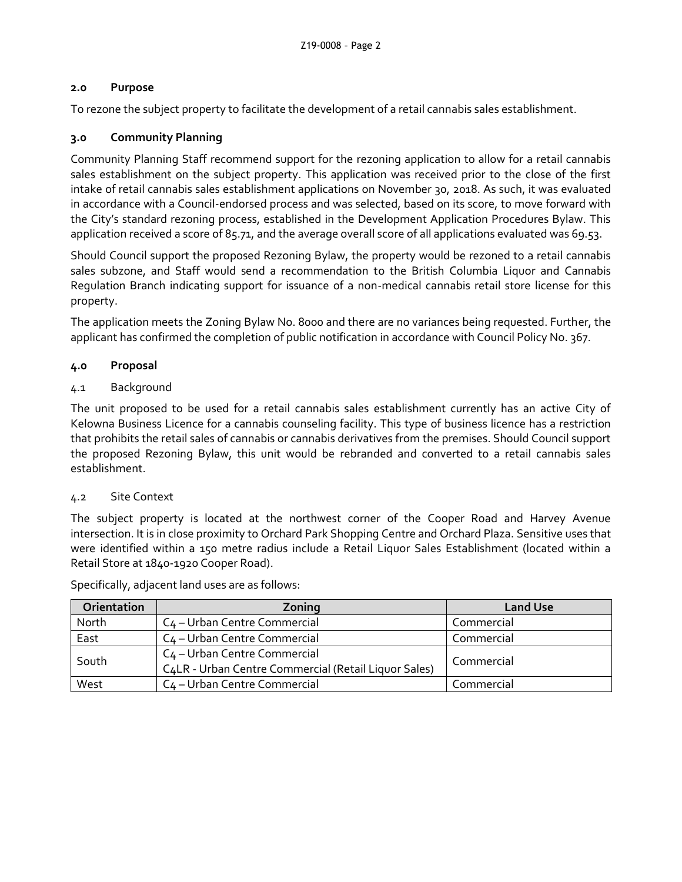## 2.0 Purpose

To rezone the subject property to facilitate the development of a retail cannabis sales establishment.

## 3.0 Community Planning

Community Planning Staff recommend support for the rezoning application to allow for a retail cannabis sales establishment on the subject property. This application was received prior to the close of the first intake of retail cannabis sales establishment applications on November 30, 2018. As such, it was evaluated in accordance with a Council-endorsed process and was selected, based on its score, to move forward with the City's standard rezoning process, established in the Development Application Procedures Bylaw. This application received a score of 85.71, and the average overall score of all applications evaluated was 69.53.

Should Council support the proposed Rezoning Bylaw, the property would be rezoned to a retail cannabis sales subzone, and Staff would send a recommendation to the British Columbia Liquor and Cannabis Regulation Branch indicating support for issuance of a non-medical cannabis retail store license for this property.

The application meets the Zoning Bylaw No. 8000 and there are no variances being requested. Further, the applicant has confirmed the completion of public notification in accordance with Council Policy No. 367.

## 4.0 Proposal

### 4.1 Background

The unit proposed to be used for a retail cannabis sales establishment currently has an active City of Kelowna Business Licence for a cannabis counseling facility. This type of business licence has a restriction that prohibits the retail sales of cannabis or cannabis derivatives from the premises. Should Council support the proposed Rezoning Bylaw, this unit would be rebranded and converted to a retail cannabis sales establishment.

### 4.2 Site Context

The subject property is located at the northwest corner of the Cooper Road and Harvey Avenue intersection. It is in close proximity to Orchard Park Shopping Centre and Orchard Plaza. Sensitive uses that were identified within a 150 metre radius include a Retail Liquor Sales Establishment (located within a Retail Store at 1840-1920 Cooper Road).

Specifically, adjacent land uses are as follows:

| Orientation | Zoning | Land Use |
|---|---|---|
| North | C4 – Urban Centre Commercial | Commercial |
| East | C4 – Urban Centre Commercial | Commercial |
| South | C4 – Urban Centre Commercial<br>C4LR - Urban Centre Commercial (Retail Liquor Sales) | Commercial |
| West | C4 – Urban Centre Commercial | Commercial |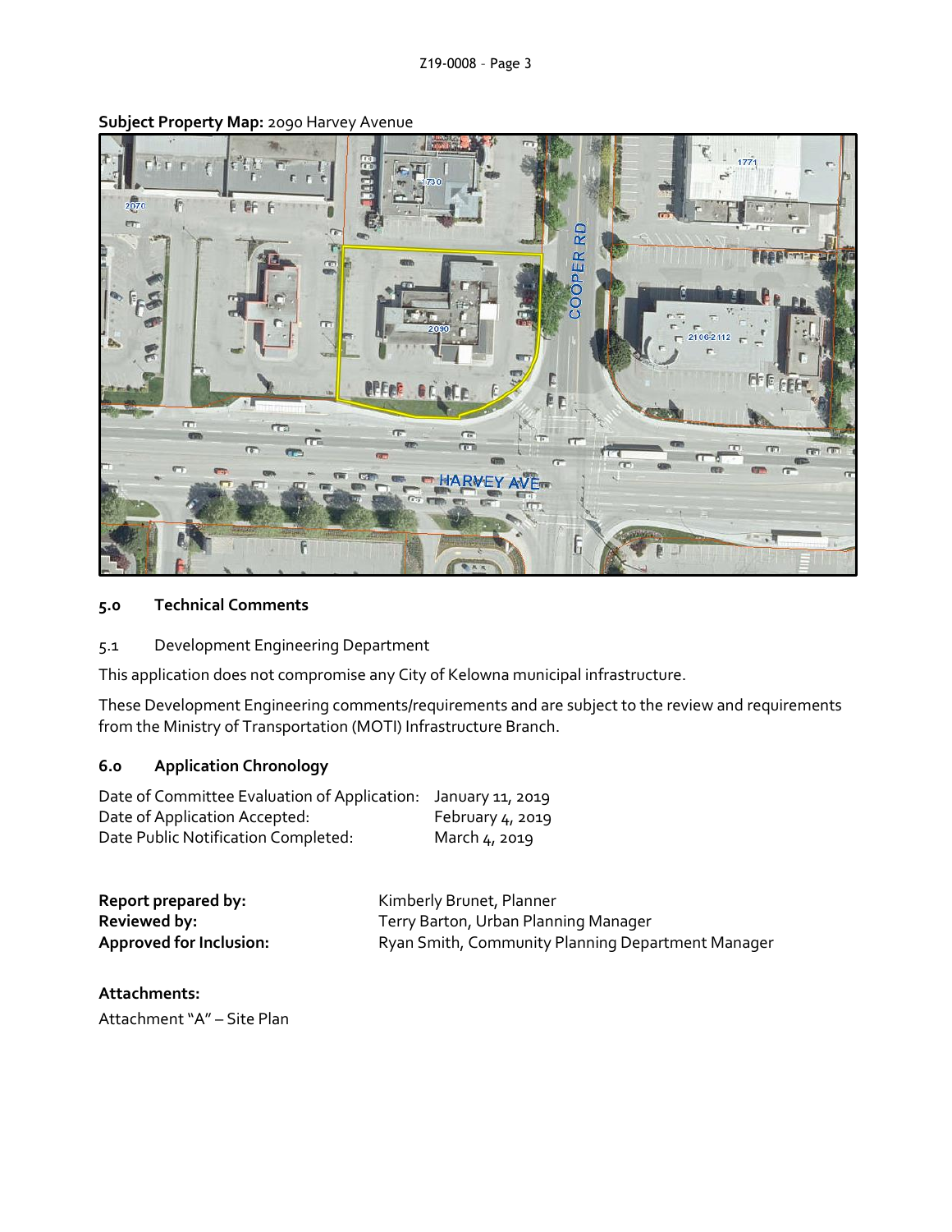**Subject Property Map:** 2090 Harvey Avenue

## 5.0 Technical Comments

5.1 Development Engineering Department

This application does not compromise any City of Kelowna municipal infrastructure.

These Development Engineering comments/requirements and are subject to the review and requirements from the Ministry of Transportation (MOTI) Infrastructure Branch.

## 6.0 Application Chronology

| | |
|---|---|
| Date of Committee Evaluation of Application: | January 11, 2019 |
| Date of Application Accepted: | February 4, 2019 |
| Date Public Notification Completed: | March 4, 2019 |

| | |
|---|---|
| **Report prepared by:** | Kimberly Brunet, Planner |
| **Reviewed by:** | Terry Barton, Urban Planning Manager |
| **Approved for Inclusion:** | Ryan Smith, Community Planning Department Manager |

**Attachments:**

Attachment "A" – Site Plan